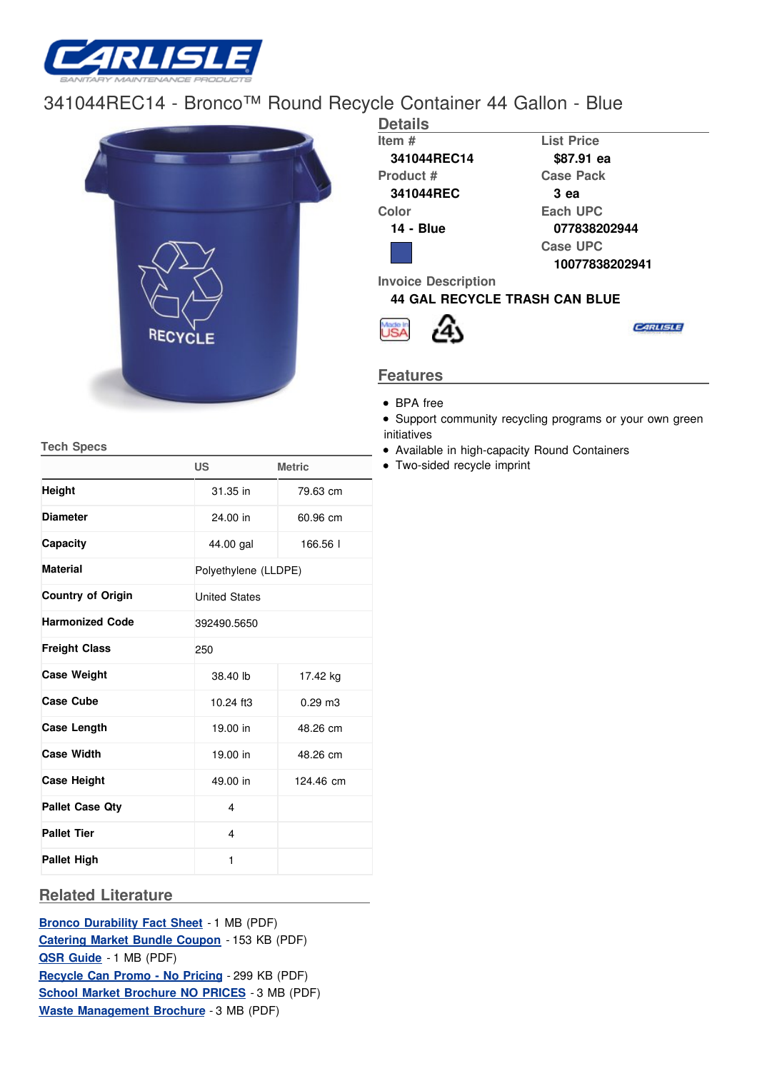# 341044REC14 - Bronco™ Round Recycle Container 44 Gallon - Blue

## Details

| | |
|---|---|
| **Item #** | **List Price** |
| 341044REC14 | $87.91 ea |
| **Product #** | **Case Pack** |
| 341044REC | 3 ea |
| **Color** | **Each UPC** |
| 14 - Blue | 077838202944 |
| | **Case UPC** |
| | 10077838202941 |

**Invoice Description**

44 GAL RECYCLE TRASH CAN BLUE

## Features

- BPA free
- Support community recycling programs or your own green initiatives
- Available in high-capacity Round Containers
- Two-sided recycle imprint

## Tech Specs

| | US | Metric |
|---|---|---|
| **Height** | 31.35 in | 79.63 cm |
| **Diameter** | 24.00 in | 60.96 cm |
| **Capacity** | 44.00 gal | 166.56 l |
| **Material** | Polyethylene (LLDPE) | |
| **Country of Origin** | United States | |
| **Harmonized Code** | 392490.5650 | |
| **Freight Class** | 250 | |
| **Case Weight** | 38.40 lb | 17.42 kg |
| **Case Cube** | 10.24 ft3 | 0.29 m3 |
| **Case Length** | 19.00 in | 48.26 cm |
| **Case Width** | 19.00 in | 48.26 cm |
| **Case Height** | 49.00 in | 124.46 cm |
| **Pallet Case Qty** | 4 | |
| **Pallet Tier** | 4 | |
| **Pallet High** | 1 | |

## Related Literature

- Bronco Durability Fact Sheet - 1 MB (PDF)
- Catering Market Bundle Coupon - 153 KB (PDF)
- QSR Guide - 1 MB (PDF)
- Recycle Can Promo - No Pricing - 299 KB (PDF)
- School Market Brochure NO PRICES - 3 MB (PDF)
- Waste Management Brochure - 3 MB (PDF)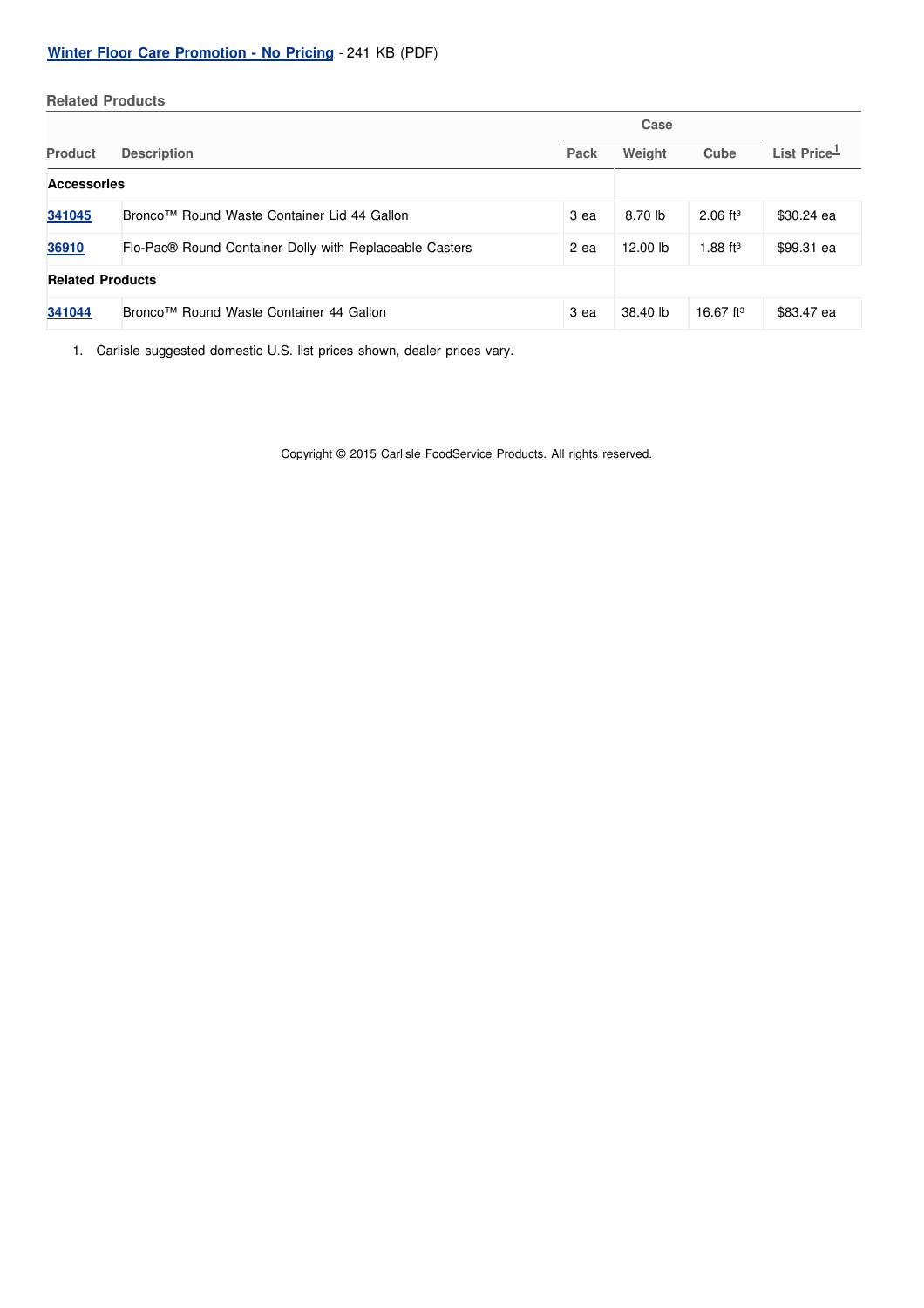Winter Floor Care Promotion - No Pricing - 241 KB (PDF)

## Related Products

| Product | Description | Case | | | List Price[1] |
|---|---|---|---|---|---|
| | | Pack | Weight | Cube | |
| **Accessories** | | | | | |
| 341045 | Bronco™ Round Waste Container Lid 44 Gallon | 3 ea | 8.70 lb | 2.06 ft³ | $30.24 ea |
| 36910 | Flo-Pac® Round Container Dolly with Replaceable Casters | 2 ea | 12.00 lb | 1.88 ft³ | $99.31 ea |
| **Related Products** | | | | | |
| 341044 | Bronco™ Round Waste Container 44 Gallon | 3 ea | 38.40 lb | 16.67 ft³ | $83.47 ea |

1. Carlisle suggested domestic U.S. list prices shown, dealer prices vary.

Copyright © 2015 Carlisle FoodService Products. All rights reserved.